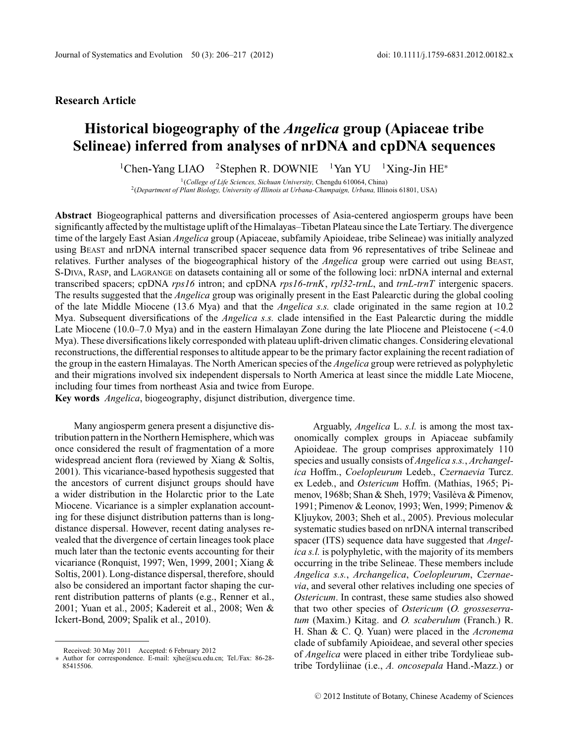**Research Article**

# Historical biogeography of the *Angelica* group (Apiaceae tribe Selineae) inferred from analyses of nrDNA and cpDNA sequences

[1]Chen-Yang LIAO [2]Stephen R. DOWNIE [1]Yan YU [1]Xing-Jin HE*

[1](*College of Life Sciences, Sichuan University,* Chengdu 610064, China)
[2](*Department of Plant Biology, University of Illinois at Urbana-Champaign, Urbana,* Illinois 61801, USA)

**Abstract** Biogeographical patterns and diversification processes of Asia-centered angiosperm groups have been significantly affected by the multistage uplift of the Himalayas–Tibetan Plateau since the Late Tertiary. The divergence time of the largely East Asian *Angelica* group (Apiaceae, subfamily Apioideae, tribe Selineae) was initially analyzed using BEAST and nrDNA internal transcribed spacer sequence data from 96 representatives of tribe Selineae and relatives. Further analyses of the biogeographical history of the *Angelica* group were carried out using BEAST, S-DIVA, RASP, and LAGRANGE on datasets containing all or some of the following loci: nrDNA internal and external transcribed spacers; cpDNA *rps16* intron; and cpDNA *rps16-trnK*, *rpl32-trnL*, and *trnL-trnT* intergenic spacers. The results suggested that the *Angelica* group was originally present in the East Palearctic during the global cooling of the late Middle Miocene (13.6 Mya) and that the *Angelica s.s.* clade originated in the same region at 10.2 Mya. Subsequent diversifications of the *Angelica s.s.* clade intensified in the East Palearctic during the middle Late Miocene (10.0–7.0 Mya) and in the eastern Himalayan Zone during the late Pliocene and Pleistocene (<4.0 Mya). These diversifications likely corresponded with plateau uplift-driven climatic changes. Considering elevational reconstructions, the differential responses to altitude appear to be the primary factor explaining the recent radiation of the group in the eastern Himalayas. The North American species of the *Angelica* group were retrieved as polyphyletic and their migrations involved six independent dispersals to North America at least since the middle Late Miocene, including four times from northeast Asia and twice from Europe.

**Key words** *Angelica*, biogeography, disjunct distribution, divergence time.

Many angiosperm genera present a disjunctive distribution pattern in the Northern Hemisphere, which was once considered the result of fragmentation of a more widespread ancient flora (reviewed by Xiang & Soltis, 2001). This vicariance-based hypothesis suggested that the ancestors of current disjunct groups should have a wider distribution in the Holarctic prior to the Late Miocene. Vicariance is a simpler explanation accounting for these disjunct distribution patterns than is long-distance dispersal. However, recent dating analyses revealed that the divergence of certain lineages took place much later than the tectonic events accounting for their vicariance (Ronquist, 1997; Wen, 1999, 2001; Xiang & Soltis, 2001). Long-distance dispersal, therefore, should also be considered an important factor shaping the current distribution patterns of plants (e.g., Renner et al., 2001; Yuan et al., 2005; Kadereit et al., 2008; Wen & Ickert-Bond, 2009; Spalik et al., 2010).

Arguably, *Angelica* L. *s.l.* is among the most taxonomically complex groups in Apiaceae subfamily Apioideae. The group comprises approximately 110 species and usually consists of *Angelica s.s.*, *Archangelica* Hoffm., *Coelopleurum* Ledeb., *Czernaevia* Turcz. ex Ledeb., and *Ostericum* Hoffm. (Mathias, 1965; Pimenov, 1968b; Shan & Sheh, 1979; Vasilėva & Pimenov, 1991; Pimenov & Leonov, 1993; Wen, 1999; Pimenov & Kljuykov, 2003; Sheh et al., 2005). Previous molecular systematic studies based on nrDNA internal transcribed spacer (ITS) sequence data have suggested that *Angelica s.l.* is polyphyletic, with the majority of its members occurring in the tribe Selineae. These members include *Angelica s.s.*, *Archangelica*, *Coelopleurum*, *Czernaevia*, and several other relatives including one species of *Ostericum*. In contrast, these same studies also showed that two other species of *Ostericum* (*O. grosseserratum* (Maxim.) Kitag. and *O. scaberulum* (Franch.) R. H. Shan & C. Q. Yuan) were placed in the *Acronema* clade of subfamily Apioideae, and several other species of *Angelica* were placed in either tribe Tordylieae subtribe Tordyliinae (i.e., *A. oncosepala* Hand.-Mazz.) or

Received: 30 May 2011 Accepted: 6 February 2012
* Author for correspondence. E-mail: xjhe@scu.edu.cn; Tel./Fax: 86-28-85415506.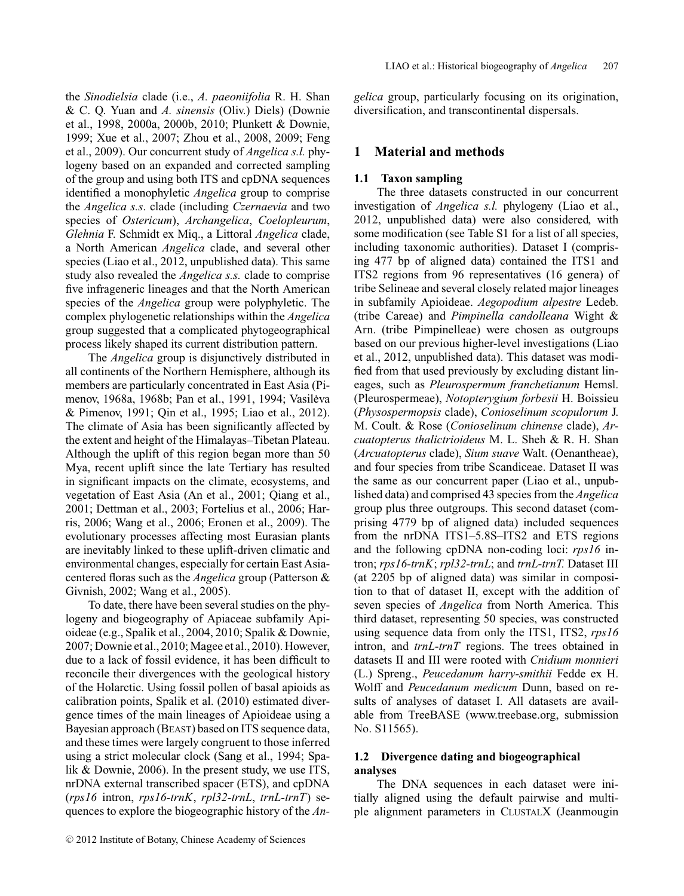the *Sinodielsia* clade (i.e., *A. paeoniifolia* R. H. Shan & C. Q. Yuan and *A. sinensis* (Oliv.) Diels) (Downie et al., 1998, 2000a, 2000b, 2010; Plunkett & Downie, 1999; Xue et al., 2007; Zhou et al., 2008, 2009; Feng et al., 2009). Our concurrent study of *Angelica s.l.* phylogeny based on an expanded and corrected sampling of the group and using both ITS and cpDNA sequences identified a monophyletic *Angelica* group to comprise the *Angelica s.s.* clade (including *Czernaevia* and two species of *Ostericum*), *Archangelica*, *Coelopleurum*, *Glehnia* F. Schmidt ex Miq., a Littoral *Angelica* clade, a North American *Angelica* clade, and several other species (Liao et al., 2012, unpublished data). This same study also revealed the *Angelica s.s.* clade to comprise five infrageneric lineages and that the North American species of the *Angelica* group were polyphyletic. The complex phylogenetic relationships within the *Angelica* group suggested that a complicated phytogeographical process likely shaped its current distribution pattern.

The *Angelica* group is disjunctively distributed in all continents of the Northern Hemisphere, although its members are particularly concentrated in East Asia (Pimenov, 1968a, 1968b; Pan et al., 1991, 1994; Vasilèva & Pimenov, 1991; Qin et al., 1995; Liao et al., 2012). The climate of Asia has been significantly affected by the extent and height of the Himalayas–Tibetan Plateau. Although the uplift of this region began more than 50 Mya, recent uplift since the late Tertiary has resulted in significant impacts on the climate, ecosystems, and vegetation of East Asia (An et al., 2001; Qiang et al., 2001; Dettman et al., 2003; Fortelius et al., 2006; Harris, 2006; Wang et al., 2006; Eronen et al., 2009). The evolutionary processes affecting most Eurasian plants are inevitably linked to these uplift-driven climatic and environmental changes, especially for certain East Asia-centered floras such as the *Angelica* group (Patterson & Givnish, 2002; Wang et al., 2005).

To date, there have been several studies on the phylogeny and biogeography of Apiaceae subfamily Apioideae (e.g., Spalik et al., 2004, 2010; Spalik & Downie, 2007; Downie et al., 2010; Magee et al., 2010). However, due to a lack of fossil evidence, it has been difficult to reconcile their divergences with the geological history of the Holarctic. Using fossil pollen of basal apioids as calibration points, Spalik et al. (2010) estimated divergence times of the main lineages of Apioideae using a Bayesian approach (BEAST) based on ITS sequence data, and these times were largely congruent to those inferred using a strict molecular clock (Sang et al., 1994; Spalik & Downie, 2006). In the present study, we use ITS, nrDNA external transcribed spacer (ETS), and cpDNA (*rps16* intron, *rps16-trnK*, *rpl32-trnL*, *trnL-trnT*) sequences to explore the biogeographic history of the *Angelica* group, particularly focusing on its origination, diversification, and transcontinental dispersals.

## 1 Material and methods

### 1.1 Taxon sampling

The three datasets constructed in our concurrent investigation of *Angelica s.l.* phylogeny (Liao et al., 2012, unpublished data) were also considered, with some modification (see Table S1 for a list of all species, including taxonomic authorities). Dataset I (comprising 477 bp of aligned data) contained the ITS1 and ITS2 regions from 96 representatives (16 genera) of tribe Selineae and several closely related major lineages in subfamily Apioideae. *Aegopodium alpestre* Ledeb. (tribe Careae) and *Pimpinella candolleana* Wight & Arn. (tribe Pimpinelleae) were chosen as outgroups based on our previous higher-level investigations (Liao et al., 2012, unpublished data). This dataset was modified from that used previously by excluding distant lineages, such as *Pleurospermum franchetianum* Hemsl. (Pleurospermeae), *Notopterygium forbesii* H. Boissieu (*Physospermopsis* clade), *Conioselinum scopulorum* J. M. Coult. & Rose (*Conioselinum chinense* clade), *Arcuatopterus thalictrioideus* M. L. Sheh & R. H. Shan (*Arcuatopterus* clade), *Sium suave* Walt. (Oenantheae), and four species from tribe Scandiceae. Dataset II was the same as our concurrent paper (Liao et al., unpublished data) and comprised 43 species from the *Angelica* group plus three outgroups. This second dataset (comprising 4779 bp of aligned data) included sequences from the nrDNA ITS1–5.8S–ITS2 and ETS regions and the following cpDNA non-coding loci: *rps16* intron; *rps16-trnK*; *rpl32-trnL*; and *trnL-trnT.* Dataset III (at 2205 bp of aligned data) was similar in composition to that of dataset II, except with the addition of seven species of *Angelica* from North America. This third dataset, representing 50 species, was constructed using sequence data from only the ITS1, ITS2, *rps16* intron, and *trnL-trnT* regions. The trees obtained in datasets II and III were rooted with *Cnidium monnieri* (L.) Spreng., *Peucedanum harry-smithii* Fedde ex H. Wolff and *Peucedanum medicum* Dunn, based on results of analyses of dataset I. All datasets are available from TreeBASE (www.treebase.org, submission No. S11565).

### 1.2 Divergence dating and biogeographical analyses

The DNA sequences in each dataset were initially aligned using the default pairwise and multiple alignment parameters in CLUSTALX (Jeanmougin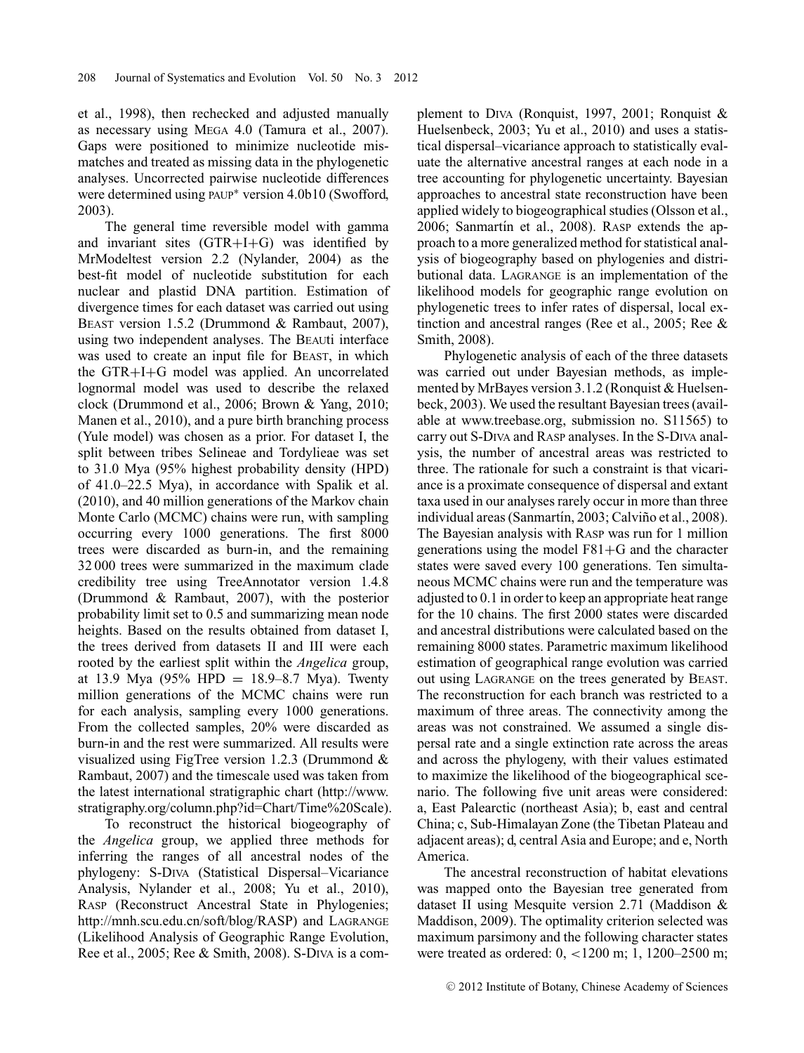et al., 1998), then rechecked and adjusted manually as necessary using MEGA 4.0 (Tamura et al., 2007). Gaps were positioned to minimize nucleotide mismatches and treated as missing data in the phylogenetic analyses. Uncorrected pairwise nucleotide differences were determined using PAUP* version 4.0b10 (Swofford, 2003).

The general time reversible model with gamma and invariant sites (GTR+I+G) was identified by MrModeltest version 2.2 (Nylander, 2004) as the best-fit model of nucleotide substitution for each nuclear and plastid DNA partition. Estimation of divergence times for each dataset was carried out using BEAST version 1.5.2 (Drummond & Rambaut, 2007), using two independent analyses. The BEAUti interface was used to create an input file for BEAST, in which the GTR+I+G model was applied. An uncorrelated lognormal model was used to describe the relaxed clock (Drummond et al., 2006; Brown & Yang, 2010; Manen et al., 2010), and a pure birth branching process (Yule model) was chosen as a prior. For dataset I, the split between tribes Selineae and Tordylieae was set to 31.0 Mya (95% highest probability density (HPD) of 41.0–22.5 Mya), in accordance with Spalik et al. (2010), and 40 million generations of the Markov chain Monte Carlo (MCMC) chains were run, with sampling occurring every 1000 generations. The first 8000 trees were discarded as burn-in, and the remaining 32 000 trees were summarized in the maximum clade credibility tree using TreeAnnotator version 1.4.8 (Drummond & Rambaut, 2007), with the posterior probability limit set to 0.5 and summarizing mean node heights. Based on the results obtained from dataset I, the trees derived from datasets II and III were each rooted by the earliest split within the *Angelica* group, at 13.9 Mya (95% HPD = 18.9–8.7 Mya). Twenty million generations of the MCMC chains were run for each analysis, sampling every 1000 generations. From the collected samples, 20% were discarded as burn-in and the rest were summarized. All results were visualized using FigTree version 1.2.3 (Drummond & Rambaut, 2007) and the timescale used was taken from the latest international stratigraphic chart (http://www.stratigraphy.org/column.php?id=Chart/Time%20Scale).

To reconstruct the historical biogeography of the *Angelica* group, we applied three methods for inferring the ranges of all ancestral nodes of the phylogeny: S-DIVA (Statistical Dispersal–Vicariance Analysis, Nylander et al., 2008; Yu et al., 2010), RASP (Reconstruct Ancestral State in Phylogenies; http://mnh.scu.edu.cn/soft/blog/RASP) and LAGRANGE (Likelihood Analysis of Geographic Range Evolution, Ree et al., 2005; Ree & Smith, 2008). S-DIVA is a complement to DIVA (Ronquist, 1997, 2001; Ronquist & Huelsenbeck, 2003; Yu et al., 2010) and uses a statistical dispersal–vicariance approach to statistically evaluate the alternative ancestral ranges at each node in a tree accounting for phylogenetic uncertainty. Bayesian approaches to ancestral state reconstruction have been applied widely to biogeographical studies (Olsson et al., 2006; Sanmartín et al., 2008). RASP extends the approach to a more generalized method for statistical analysis of biogeography based on phylogenies and distributional data. LAGRANGE is an implementation of the likelihood models for geographic range evolution on phylogenetic trees to infer rates of dispersal, local extinction and ancestral ranges (Ree et al., 2005; Ree & Smith, 2008).

Phylogenetic analysis of each of the three datasets was carried out under Bayesian methods, as implemented by MrBayes version 3.1.2 (Ronquist & Huelsenbeck, 2003). We used the resultant Bayesian trees (available at www.treebase.org, submission no. S11565) to carry out S-DIVA and RASP analyses. In the S-DIVA analysis, the number of ancestral areas was restricted to three. The rationale for such a constraint is that vicariance is a proximate consequence of dispersal and extant taxa used in our analyses rarely occur in more than three individual areas (Sanmartín, 2003; Calviño et al., 2008). The Bayesian analysis with RASP was run for 1 million generations using the model F81+G and the character states were saved every 100 generations. Ten simultaneous MCMC chains were run and the temperature was adjusted to 0.1 in order to keep an appropriate heat range for the 10 chains. The first 2000 states were discarded and ancestral distributions were calculated based on the remaining 8000 states. Parametric maximum likelihood estimation of geographical range evolution was carried out using LAGRANGE on the trees generated by BEAST. The reconstruction for each branch was restricted to a maximum of three areas. The connectivity among the areas was not constrained. We assumed a single dispersal rate and a single extinction rate across the areas and across the phylogeny, with their values estimated to maximize the likelihood of the biogeographical scenario. The following five unit areas were considered: a, East Palearctic (northeast Asia); b, east and central China; c, Sub-Himalayan Zone (the Tibetan Plateau and adjacent areas); d, central Asia and Europe; and e, North America.

The ancestral reconstruction of habitat elevations was mapped onto the Bayesian tree generated from dataset II using Mesquite version 2.71 (Maddison & Maddison, 2009). The optimality criterion selected was maximum parsimony and the following character states were treated as ordered: 0, <1200 m; 1, 1200–2500 m;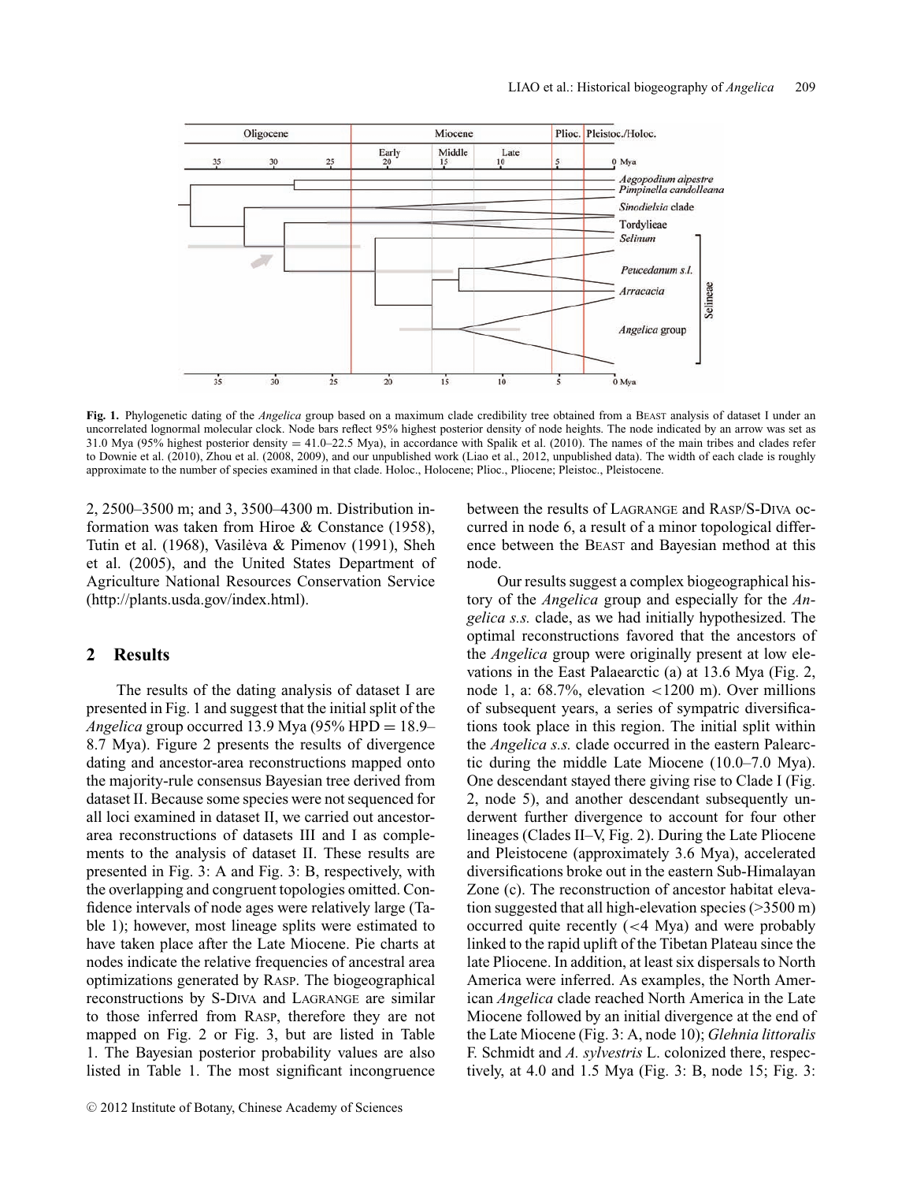**Fig. 1.** Phylogenetic dating of the *Angelica* group based on a maximum clade credibility tree obtained from a BEAST analysis of dataset I under an uncorrelated lognormal molecular clock. Node bars reflect 95% highest posterior density of node heights. The node indicated by an arrow was set as 31.0 Mya (95% highest posterior density = 41.0–22.5 Mya), in accordance with Spalik et al. (2010). The names of the main tribes and clades refer to Downie et al. (2010), Zhou et al. (2008, 2009), and our unpublished work (Liao et al., 2012, unpublished data). The width of each clade is roughly approximate to the number of species examined in that clade. Holoc., Holocene; Plioc., Pliocene; Pleistoc., Pleistocene.

2, 2500–3500 m; and 3, 3500–4300 m. Distribution information was taken from Hiroe & Constance (1958), Tutin et al. (1968), Vasilėva & Pimenov (1991), Sheh et al. (2005), and the United States Department of Agriculture National Resources Conservation Service (http://plants.usda.gov/index.html).

## 2 Results

The results of the dating analysis of dataset I are presented in Fig. 1 and suggest that the initial split of the *Angelica* group occurred 13.9 Mya (95% HPD = 18.9–8.7 Mya). Figure 2 presents the results of divergence dating and ancestor-area reconstructions mapped onto the majority-rule consensus Bayesian tree derived from dataset II. Because some species were not sequenced for all loci examined in dataset II, we carried out ancestor-area reconstructions of datasets III and I as complements to the analysis of dataset II. These results are presented in Fig. 3: A and Fig. 3: B, respectively, with the overlapping and congruent topologies omitted. Confidence intervals of node ages were relatively large (Table 1); however, most lineage splits were estimated to have taken place after the Late Miocene. Pie charts at nodes indicate the relative frequencies of ancestral area optimizations generated by RASP. The biogeographical reconstructions by S-DIVA and LAGRANGE are similar to those inferred from RASP, therefore they are not mapped on Fig. 2 or Fig. 3, but are listed in Table 1. The Bayesian posterior probability values are also listed in Table 1. The most significant incongruence between the results of LAGRANGE and RASP/S-DIVA occurred in node 6, a result of a minor topological difference between the BEAST and Bayesian method at this node.

Our results suggest a complex biogeographical history of the *Angelica* group and especially for the *Angelica s.s.* clade, as we had initially hypothesized. The optimal reconstructions favored that the ancestors of the *Angelica* group were originally present at low elevations in the East Palaearctic (a) at 13.6 Mya (Fig. 2, node 1, a: 68.7%, elevation <1200 m). Over millions of subsequent years, a series of sympatric diversifications took place in this region. The initial split within the *Angelica s.s.* clade occurred in the eastern Palearctic during the middle Late Miocene (10.0–7.0 Mya). One descendant stayed there giving rise to Clade I (Fig. 2, node 5), and another descendant subsequently underwent further divergence to account for four other lineages (Clades II–V, Fig. 2). During the Late Pliocene and Pleistocene (approximately 3.6 Mya), accelerated diversifications broke out in the eastern Sub-Himalayan Zone (c). The reconstruction of ancestor habitat elevation suggested that all high-elevation species (>3500 m) occurred quite recently (<4 Mya) and were probably linked to the rapid uplift of the Tibetan Plateau since the late Pliocene. In addition, at least six dispersals to North America were inferred. As examples, the North American *Angelica* clade reached North America in the Late Miocene followed by an initial divergence at the end of the Late Miocene (Fig. 3: A, node 10); *Glehnia littoralis* F. Schmidt and *A. sylvestris* L. colonized there, respectively, at 4.0 and 1.5 Mya (Fig. 3: B, node 15; Fig. 3: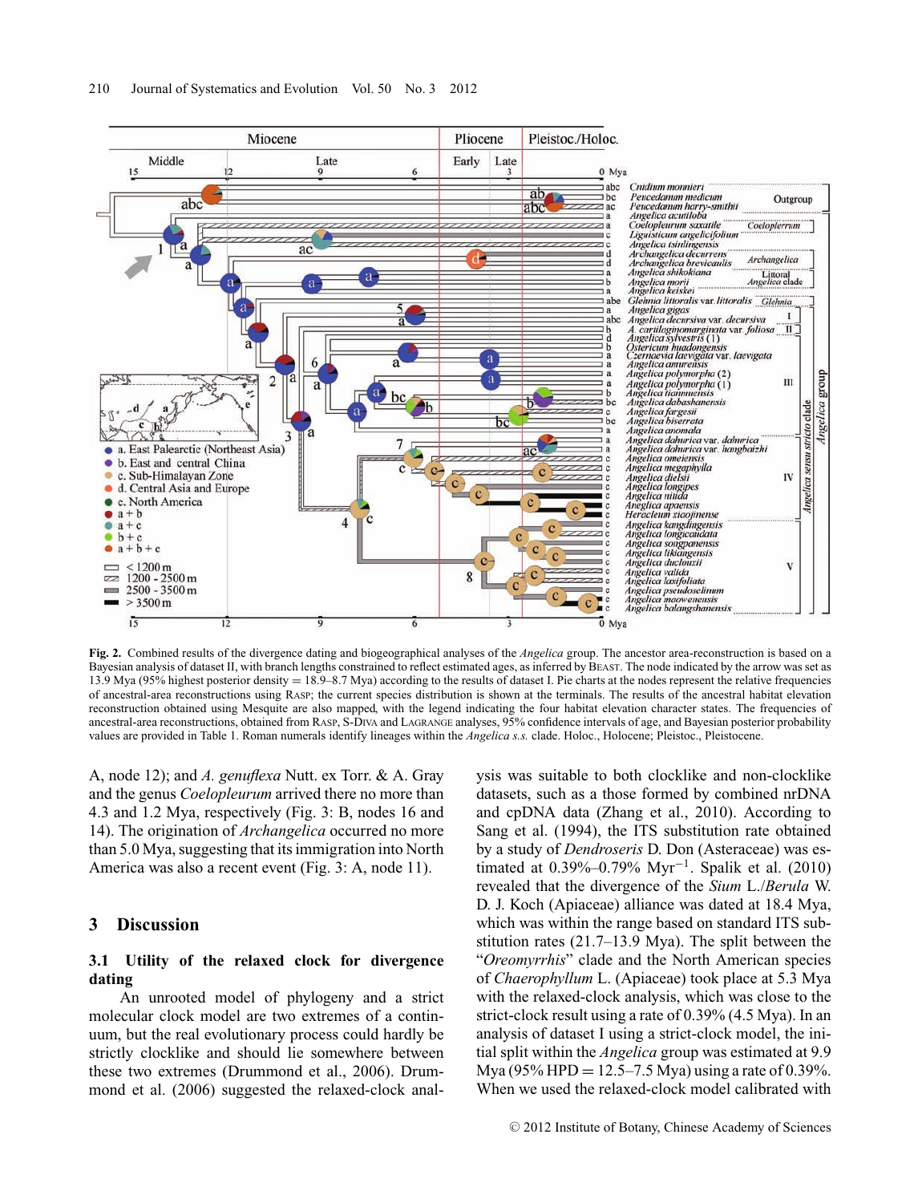**Fig. 2.** Combined results of the divergence dating and biogeographical analyses of the *Angelica* group. The ancestor area-reconstruction is based on a Bayesian analysis of dataset II, with branch lengths constrained to reflect estimated ages, as inferred by BEAST. The node indicated by the arrow was set as 13.9 Mya (95% highest posterior density = 18.9–8.7 Mya) according to the results of dataset I. Pie charts at the nodes represent the relative frequencies of ancestral-area reconstructions using RASP; the current species distribution is shown at the terminals. The results of the ancestral habitat elevation reconstruction obtained using Mesquite are also mapped, with the legend indicating the four habitat elevation character states. The frequencies of ancestral-area reconstructions, obtained from RASP, S-DIVA and LAGRANGE analyses, 95% confidence intervals of age, and Bayesian posterior probability values are provided in Table 1. Roman numerals identify lineages within the *Angelica s.s.* clade. Holoc., Holocene; Pleistoc., Pleistocene.

A, node 12); and *A. genuflexa* Nutt. ex Torr. & A. Gray and the genus *Coelopleurum* arrived there no more than 4.3 and 1.2 Mya, respectively (Fig. 3: B, nodes 16 and 14). The origination of *Archangelica* occurred no more than 5.0 Mya, suggesting that its immigration into North America was also a recent event (Fig. 3: A, node 11).

## 3 Discussion

### 3.1 Utility of the relaxed clock for divergence dating

An unrooted model of phylogeny and a strict molecular clock model are two extremes of a continuum, but the real evolutionary process could hardly be strictly clocklike and should lie somewhere between these two extremes (Drummond et al., 2006). Drummond et al. (2006) suggested the relaxed-clock analysis was suitable to both clocklike and non-clocklike datasets, such as a those formed by combined nrDNA and cpDNA data (Zhang et al., 2010). According to Sang et al. (1994), the ITS substitution rate obtained by a study of *Dendroseris* D. Don (Asteraceae) was estimated at 0.39%–0.79% $\text{Myr}^{-1}$. Spalik et al. (2010) revealed that the divergence of the *Sium* L./*Berula* W. D. J. Koch (Apiaceae) alliance was dated at 18.4 Mya, which was within the range based on standard ITS substitution rates (21.7–13.9 Mya). The split between the "*Oreomyrrhis*" clade and the North American species of *Chaerophyllum* L. (Apiaceae) took place at 5.3 Mya with the relaxed-clock analysis, which was close to the strict-clock result using a rate of 0.39% (4.5 Mya). In an analysis of dataset I using a strict-clock model, the initial split within the *Angelica* group was estimated at 9.9 Mya (95% HPD = 12.5–7.5 Mya) using a rate of 0.39%. When we used the relaxed-clock model calibrated with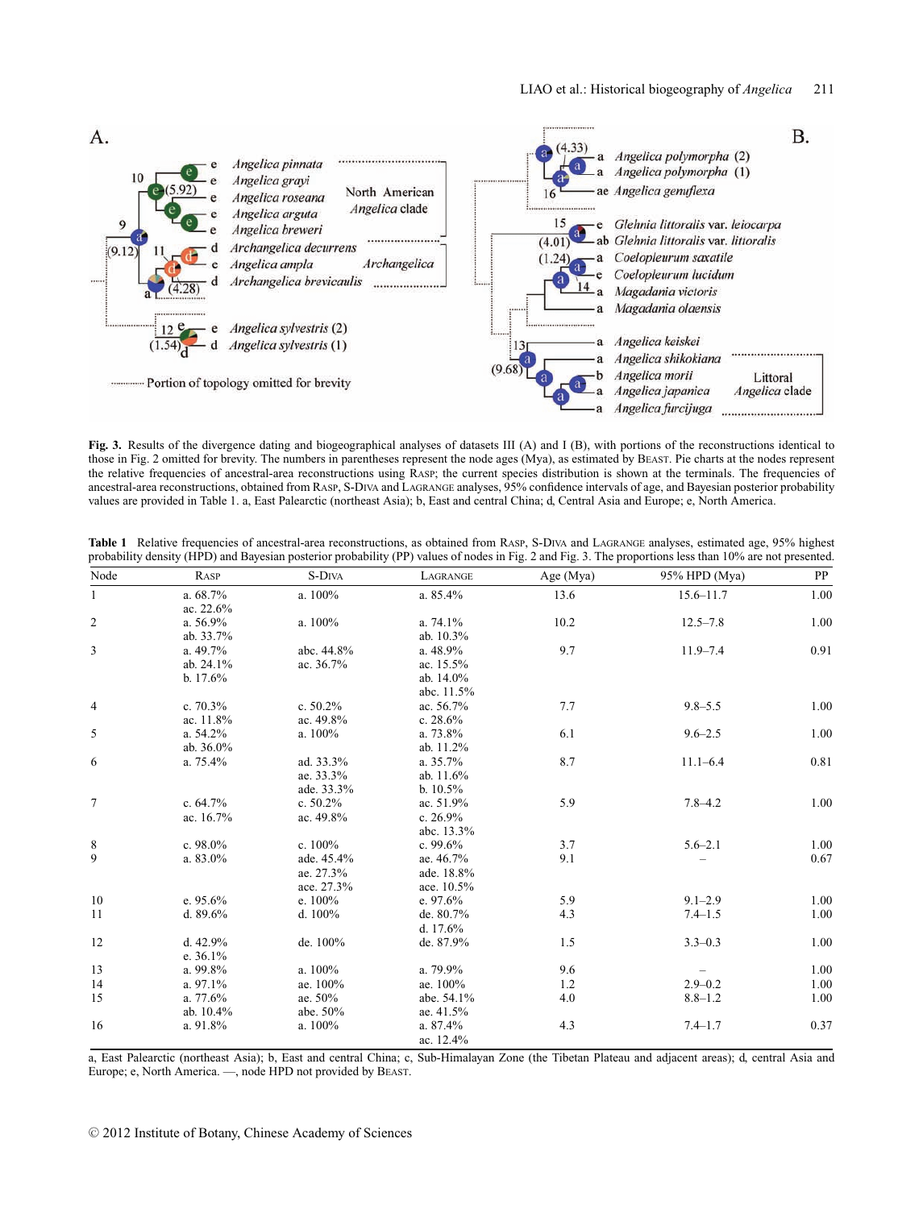A.

B.

Fig. 3. Results of the divergence dating and biogeographical analyses of datasets III (A) and I (B), with portions of the reconstructions identical to those in Fig. 2 omitted for brevity. The numbers in parentheses represent the node ages (Mya), as estimated by BEAST. Pie charts at the nodes represent the relative frequencies of ancestral-area reconstructions using RASP; the current species distribution is shown at the terminals. The frequencies of ancestral-area reconstructions, obtained from RASP, S-DIVA and LAGRANGE analyses, 95% confidence intervals of age, and Bayesian posterior probability values are provided in Table 1. a, East Palearctic (northeast Asia); b, East and central China; d, Central Asia and Europe; e, North America.

**Table 1** Relative frequencies of ancestral-area reconstructions, as obtained from RASP, S-DIVA and LAGRANGE analyses, estimated age, 95% highest probability density (HPD) and Bayesian posterior probability (PP) values of nodes in Fig. 2 and Fig. 3. The proportions less than 10% are not presented.

| Node | RASP | S-DIVA | LAGRANGE | Age (Mya) | 95% HPD (Mya) | PP |
|---|---|---|---|---|---|---|
| 1 | a. 68.7%<br>ac. 22.6% | a. 100% | a. 85.4% | 13.6 | 15.6–11.7 | 1.00 |
| 2 | a. 56.9%<br>ab. 33.7% | a. 100% | a. 74.1%<br>ab. 10.3% | 10.2 | 12.5–7.8 | 1.00 |
| 3 | a. 49.7%<br>ab. 24.1%<br>b. 17.6% | abc. 44.8%<br>ac. 36.7% | a. 48.9%<br>ac. 15.5%<br>ab. 14.0%<br>abc. 11.5% | 9.7 | 11.9–7.4 | 0.91 |
| 4 | c. 70.3%<br>ac. 11.8% | c. 50.2%<br>ac. 49.8% | ac. 56.7%<br>c. 28.6% | 7.7 | 9.8–5.5 | 1.00 |
| 5 | a. 54.2%<br>ab. 36.0% | a. 100% | a. 73.8%<br>ab. 11.2% | 6.1 | 9.6–2.5 | 1.00 |
| 6 | a. 75.4% | ad. 33.3%<br>ae. 33.3%<br>ade. 33.3% | a. 35.7%<br>ab. 11.6%<br>b. 10.5% | 8.7 | 11.1–6.4 | 0.81 |
| 7 | c. 64.7%<br>ac. 16.7% | c. 50.2%<br>ac. 49.8% | ac. 51.9%<br>c. 26.9%<br>abc. 13.3% | 5.9 | 7.8–4.2 | 1.00 |
| 8 | c. 98.0% | c. 100% | c. 99.6% | 3.7 | 5.6–2.1 | 1.00 |
| 9 | a. 83.0% | ade. 45.4%<br>ae. 27.3%<br>ace. 27.3% | ae. 46.7%<br>ade. 18.8%<br>ace. 10.5% | 9.1 | – | 0.67 |
| 10 | e. 95.6% | e. 100% | e. 97.6% | 5.9 | 9.1–2.9 | 1.00 |
| 11 | d. 89.6% | d. 100% | de. 80.7%<br>d. 17.6% | 4.3 | 7.4–1.5 | 1.00 |
| 12 | d. 42.9%<br>e. 36.1% | de. 100% | de. 87.9% | 1.5 | 3.3–0.3 | 1.00 |
| 13 | a. 99.8% | a. 100% | a. 79.9% | 9.6 | – | 1.00 |
| 14 | a. 97.1% | ae. 100% | ae. 100% | 1.2 | 2.9–0.2 | 1.00 |
| 15 | a. 77.6%<br>ab. 10.4% | ae. 50%<br>abe. 50% | abe. 54.1%<br>ae. 41.5% | 4.0 | 8.8–1.2 | 1.00 |
| 16 | a. 91.8% | a. 100% | a. 87.4%<br>ac. 12.4% | 4.3 | 7.4–1.7 | 0.37 |

a, East Palearctic (northeast Asia); b, East and central China; c, Sub-Himalayan Zone (the Tibetan Plateau and adjacent areas); d, central Asia and Europe; e, North America. —, node HPD not provided by BEAST.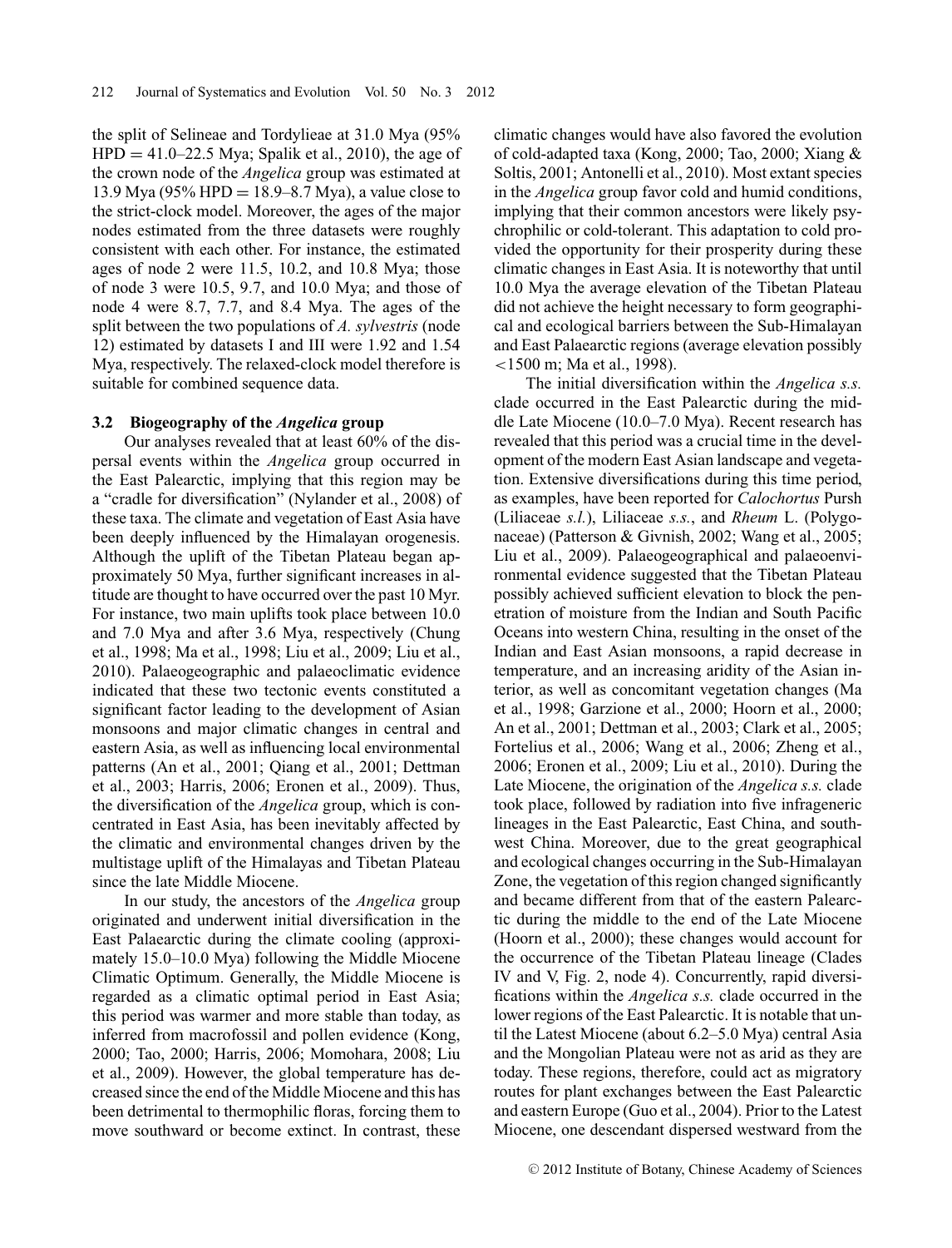the split of Selineae and Tordylieae at 31.0 Mya (95% HPD = 41.0–22.5 Mya; Spalik et al., 2010), the age of the crown node of the *Angelica* group was estimated at 13.9 Mya (95% HPD = 18.9–8.7 Mya), a value close to the strict-clock model. Moreover, the ages of the major nodes estimated from the three datasets were roughly consistent with each other. For instance, the estimated ages of node 2 were 11.5, 10.2, and 10.8 Mya; those of node 3 were 10.5, 9.7, and 10.0 Mya; and those of node 4 were 8.7, 7.7, and 8.4 Mya. The ages of the split between the two populations of *A. sylvestris* (node 12) estimated by datasets I and III were 1.92 and 1.54 Mya, respectively. The relaxed-clock model therefore is suitable for combined sequence data.

### 3.2 Biogeography of the *Angelica* group

Our analyses revealed that at least 60% of the dispersal events within the *Angelica* group occurred in the East Palearctic, implying that this region may be a "cradle for diversification" (Nylander et al., 2008) of these taxa. The climate and vegetation of East Asia have been deeply influenced by the Himalayan orogenesis. Although the uplift of the Tibetan Plateau began approximately 50 Mya, further significant increases in altitude are thought to have occurred over the past 10 Myr. For instance, two main uplifts took place between 10.0 and 7.0 Mya and after 3.6 Mya, respectively (Chung et al., 1998; Ma et al., 1998; Liu et al., 2009; Liu et al., 2010). Palaeogeographic and palaeoclimatic evidence indicated that these two tectonic events constituted a significant factor leading to the development of Asian monsoons and major climatic changes in central and eastern Asia, as well as influencing local environmental patterns (An et al., 2001; Qiang et al., 2001; Dettman et al., 2003; Harris, 2006; Eronen et al., 2009). Thus, the diversification of the *Angelica* group, which is concentrated in East Asia, has been inevitably affected by the climatic and environmental changes driven by the multistage uplift of the Himalayas and Tibetan Plateau since the late Middle Miocene.

In our study, the ancestors of the *Angelica* group originated and underwent initial diversification in the East Palaearctic during the climate cooling (approximately 15.0–10.0 Mya) following the Middle Miocene Climatic Optimum. Generally, the Middle Miocene is regarded as a climatic optimal period in East Asia; this period was warmer and more stable than today, as inferred from macrofossil and pollen evidence (Kong, 2000; Tao, 2000; Harris, 2006; Momohara, 2008; Liu et al., 2009). However, the global temperature has decreased since the end of the Middle Miocene and this has been detrimental to thermophilic floras, forcing them to move southward or become extinct. In contrast, these climatic changes would have also favored the evolution of cold-adapted taxa (Kong, 2000; Tao, 2000; Xiang & Soltis, 2001; Antonelli et al., 2010). Most extant species in the *Angelica* group favor cold and humid conditions, implying that their common ancestors were likely psychrophilic or cold-tolerant. This adaptation to cold provided the opportunity for their prosperity during these climatic changes in East Asia. It is noteworthy that until 10.0 Mya the average elevation of the Tibetan Plateau did not achieve the height necessary to form geographical and ecological barriers between the Sub-Himalayan and East Palaearctic regions (average elevation possibly <1500 m; Ma et al., 1998).

The initial diversification within the *Angelica s.s.* clade occurred in the East Palearctic during the middle Late Miocene (10.0–7.0 Mya). Recent research has revealed that this period was a crucial time in the development of the modern East Asian landscape and vegetation. Extensive diversifications during this time period, as examples, have been reported for *Calochortus* Pursh (Liliaceae *s.l.*), Liliaceae *s.s.*, and *Rheum* L. (Polygonaceae) (Patterson & Givnish, 2002; Wang et al., 2005; Liu et al., 2009). Palaeogeographical and palaeoenvironmental evidence suggested that the Tibetan Plateau possibly achieved sufficient elevation to block the penetration of moisture from the Indian and South Pacific Oceans into western China, resulting in the onset of the Indian and East Asian monsoons, a rapid decrease in temperature, and an increasing aridity of the Asian interior, as well as concomitant vegetation changes (Ma et al., 1998; Garzione et al., 2000; Hoorn et al., 2000; An et al., 2001; Dettman et al., 2003; Clark et al., 2005; Fortelius et al., 2006; Wang et al., 2006; Zheng et al., 2006; Eronen et al., 2009; Liu et al., 2010). During the Late Miocene, the origination of the *Angelica s.s.* clade took place, followed by radiation into five infrageneric lineages in the East Palearctic, East China, and southwest China. Moreover, due to the great geographical and ecological changes occurring in the Sub-Himalayan Zone, the vegetation of this region changed significantly and became different from that of the eastern Palearctic during the middle to the end of the Late Miocene (Hoorn et al., 2000); these changes would account for the occurrence of the Tibetan Plateau lineage (Clades IV and V, Fig. 2, node 4). Concurrently, rapid diversifications within the *Angelica s.s.* clade occurred in the lower regions of the East Palearctic. It is notable that until the Latest Miocene (about 6.2–5.0 Mya) central Asia and the Mongolian Plateau were not as arid as they are today. These regions, therefore, could act as migratory routes for plant exchanges between the East Palearctic and eastern Europe (Guo et al., 2004). Prior to the Latest Miocene, one descendant dispersed westward from the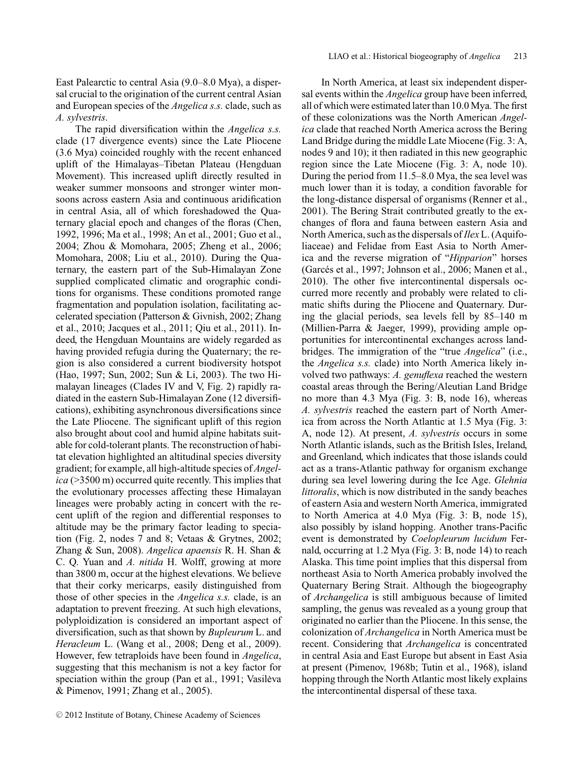East Palearctic to central Asia (9.0–8.0 Mya), a dispersal crucial to the origination of the current central Asian and European species of the *Angelica s.s.* clade, such as *A. sylvestris*.

The rapid diversification within the *Angelica s.s.* clade (17 divergence events) since the Late Pliocene (3.6 Mya) coincided roughly with the recent enhanced uplift of the Himalayas–Tibetan Plateau (Hengduan Movement). This increased uplift directly resulted in weaker summer monsoons and stronger winter monsoons across eastern Asia and continuous aridification in central Asia, all of which foreshadowed the Quaternary glacial epoch and changes of the floras (Chen, 1992, 1996; Ma et al., 1998; An et al., 2001; Guo et al., 2004; Zhou & Momohara, 2005; Zheng et al., 2006; Momohara, 2008; Liu et al., 2010). During the Quaternary, the eastern part of the Sub-Himalayan Zone supplied complicated climatic and orographic conditions for organisms. These conditions promoted range fragmentation and population isolation, facilitating accelerated speciation (Patterson & Givnish, 2002; Zhang et al., 2010; Jacques et al., 2011; Qiu et al., 2011). Indeed, the Hengduan Mountains are widely regarded as having provided refugia during the Quaternary; the region is also considered a current biodiversity hotspot (Hao, 1997; Sun, 2002; Sun & Li, 2003). The two Himalayan lineages (Clades IV and V, Fig. 2) rapidly radiated in the eastern Sub-Himalayan Zone (12 diversifications), exhibiting asynchronous diversifications since the Late Pliocene. The significant uplift of this region also brought about cool and humid alpine habitats suitable for cold-tolerant plants. The reconstruction of habitat elevation highlighted an altitudinal species diversity gradient; for example, all high-altitude species of *Angelica* (>3500 m) occurred quite recently. This implies that the evolutionary processes affecting these Himalayan lineages were probably acting in concert with the recent uplift of the region and differential responses to altitude may be the primary factor leading to speciation (Fig. 2, nodes 7 and 8; Vetaas & Grytnes, 2002; Zhang & Sun, 2008). *Angelica apaensis* R. H. Shan & C. Q. Yuan and *A. nitida* H. Wolff, growing at more than 3800 m, occur at the highest elevations. We believe that their corky mericarps, easily distinguished from those of other species in the *Angelica s.s.* clade, is an adaptation to prevent freezing. At such high elevations, polyploidization is considered an important aspect of diversification, such as that shown by *Bupleurum* L. and *Heracleum* L. (Wang et al., 2008; Deng et al., 2009). However, few tetraploids have been found in *Angelica*, suggesting that this mechanism is not a key factor for speciation within the group (Pan et al., 1991; Vasilëva & Pimenov, 1991; Zhang et al., 2005).

In North America, at least six independent dispersal events within the *Angelica* group have been inferred, all of which were estimated later than 10.0 Mya. The first of these colonizations was the North American *Angelica* clade that reached North America across the Bering Land Bridge during the middle Late Miocene (Fig. 3: A, nodes 9 and 10); it then radiated in this new geographic region since the Late Miocene (Fig. 3: A, node 10). During the period from 11.5–8.0 Mya, the sea level was much lower than it is today, a condition favorable for the long-distance dispersal of organisms (Renner et al., 2001). The Bering Strait contributed greatly to the exchanges of flora and fauna between eastern Asia and North America, such as the dispersals of *Ilex* L. (Aquifoliaceae) and Felidae from East Asia to North America and the reverse migration of "*Hipparion*" horses (Garcés et al., 1997; Johnson et al., 2006; Manen et al., 2010). The other five intercontinental dispersals occurred more recently and probably were related to climatic shifts during the Pliocene and Quaternary. During the glacial periods, sea levels fell by 85–140 m (Millien-Parra & Jaeger, 1999), providing ample opportunities for intercontinental exchanges across landbridges. The immigration of the "true *Angelica*" (i.e., the *Angelica s.s.* clade) into North America likely involved two pathways: *A. genuflexa* reached the western coastal areas through the Bering/Aleutian Land Bridge no more than 4.3 Mya (Fig. 3: B, node 16), whereas *A. sylvestris* reached the eastern part of North America from across the North Atlantic at 1.5 Mya (Fig. 3: A, node 12). At present, *A. sylvestris* occurs in some North Atlantic islands, such as the British Isles, Ireland, and Greenland, which indicates that those islands could act as a trans-Atlantic pathway for organism exchange during sea level lowering during the Ice Age. *Glehnia littoralis*, which is now distributed in the sandy beaches of eastern Asia and western North America, immigrated to North America at 4.0 Mya (Fig. 3: B, node 15), also possibly by island hopping. Another trans-Pacific event is demonstrated by *Coelopleurum lucidum* Fernald, occurring at 1.2 Mya (Fig. 3: B, node 14) to reach Alaska. This time point implies that this dispersal from northeast Asia to North America probably involved the Quaternary Bering Strait. Although the biogeography of *Archangelica* is still ambiguous because of limited sampling, the genus was revealed as a young group that originated no earlier than the Pliocene. In this sense, the colonization of *Archangelica* in North America must be recent. Considering that *Archangelica* is concentrated in central Asia and East Europe but absent in East Asia at present (Pimenov, 1968b; Tutin et al., 1968), island hopping through the North Atlantic most likely explains the intercontinental dispersal of these taxa.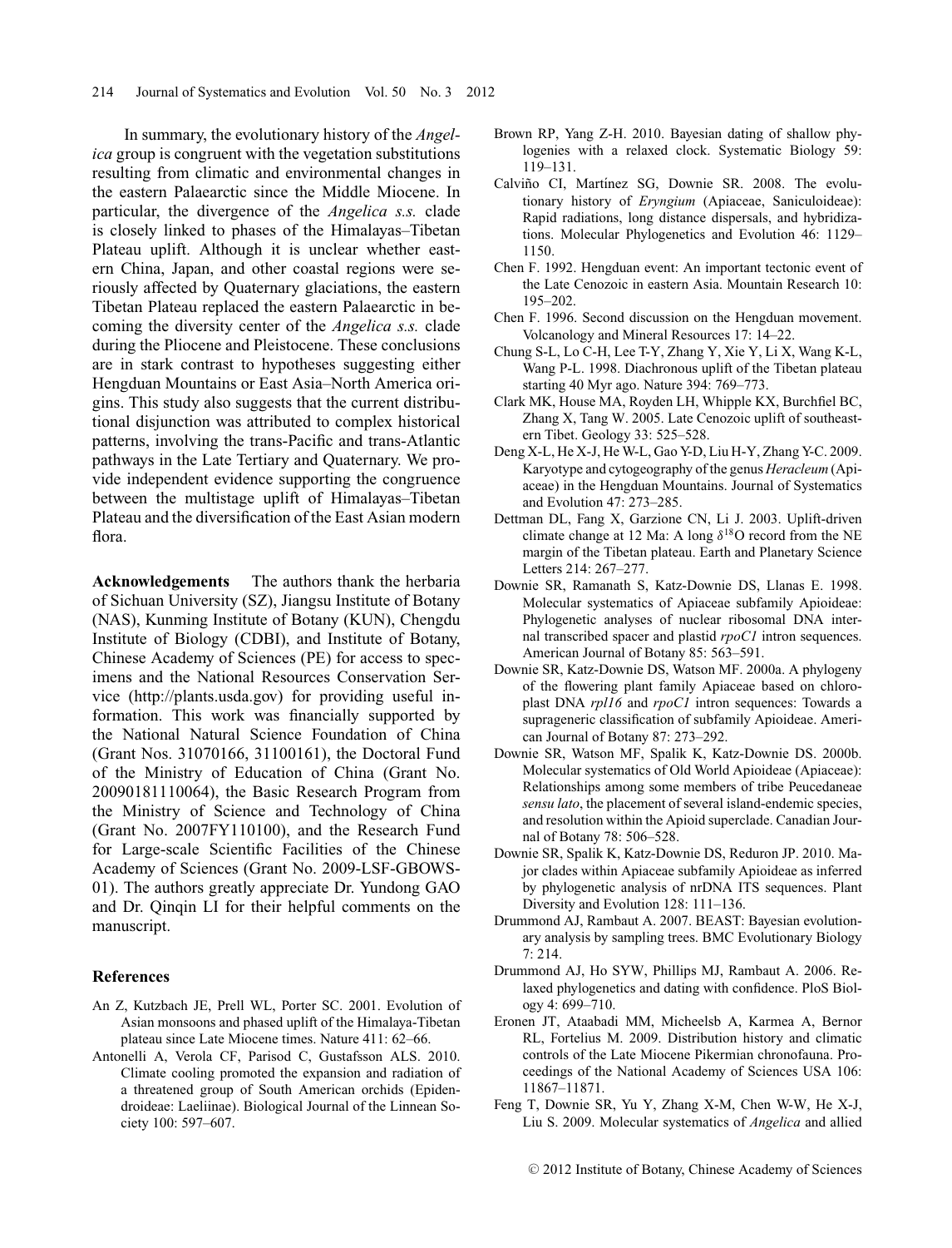In summary, the evolutionary history of the *Angelica* group is congruent with the vegetation substitutions resulting from climatic and environmental changes in the eastern Palaearctic since the Middle Miocene. In particular, the divergence of the *Angelica s.s.* clade is closely linked to phases of the Himalayas–Tibetan Plateau uplift. Although it is unclear whether eastern China, Japan, and other coastal regions were seriously affected by Quaternary glaciations, the eastern Tibetan Plateau replaced the eastern Palaearctic in becoming the diversity center of the *Angelica s.s.* clade during the Pliocene and Pleistocene. These conclusions are in stark contrast to hypotheses suggesting either Hengduan Mountains or East Asia–North America origins. This study also suggests that the current distributional disjunction was attributed to complex historical patterns, involving the trans-Pacific and trans-Atlantic pathways in the Late Tertiary and Quaternary. We provide independent evidence supporting the congruence between the multistage uplift of Himalayas–Tibetan Plateau and the diversification of the East Asian modern flora.

**Acknowledgements** The authors thank the herbaria of Sichuan University (SZ), Jiangsu Institute of Botany (NAS), Kunming Institute of Botany (KUN), Chengdu Institute of Biology (CDBI), and Institute of Botany, Chinese Academy of Sciences (PE) for access to specimens and the National Resources Conservation Service (http://plants.usda.gov) for providing useful information. This work was financially supported by the National Natural Science Foundation of China (Grant Nos. 31070166, 31100161), the Doctoral Fund of the Ministry of Education of China (Grant No. 20090181110064), the Basic Research Program from the Ministry of Science and Technology of China (Grant No. 2007FY110100), and the Research Fund for Large-scale Scientific Facilities of the Chinese Academy of Sciences (Grant No. 2009-LSF-GBOWS-01). The authors greatly appreciate Dr. Yundong GAO and Dr. Qinqin LI for their helpful comments on the manuscript.

## References

An Z, Kutzbach JE, Prell WL, Porter SC. 2001. Evolution of Asian monsoons and phased uplift of the Himalaya-Tibetan plateau since Late Miocene times. Nature 411: 62–66.

Antonelli A, Verola CF, Parisod C, Gustafsson ALS. 2010. Climate cooling promoted the expansion and radiation of a threatened group of South American orchids (Epidendroideae: Laeliinae). Biological Journal of the Linnean Society 100: 597–607.

Brown RP, Yang Z-H. 2010. Bayesian dating of shallow phylogenies with a relaxed clock. Systematic Biology 59: 119–131.

Calviño CI, Martínez SG, Downie SR. 2008. The evolutionary history of *Eryngium* (Apiaceae, Saniculoideae): Rapid radiations, long distance dispersals, and hybridizations. Molecular Phylogenetics and Evolution 46: 1129–1150.

Chen F. 1992. Hengduan event: An important tectonic event of the Late Cenozoic in eastern Asia. Mountain Research 10: 195–202.

Chen F. 1996. Second discussion on the Hengduan movement. Volcanology and Mineral Resources 17: 14–22.

Chung S-L, Lo C-H, Lee T-Y, Zhang Y, Xie Y, Li X, Wang K-L, Wang P-L. 1998. Diachronous uplift of the Tibetan plateau starting 40 Myr ago. Nature 394: 769–773.

Clark MK, House MA, Royden LH, Whipple KX, Burchfiel BC, Zhang X, Tang W. 2005. Late Cenozoic uplift of southeastern Tibet. Geology 33: 525–528.

Deng X-L, He X-J, He W-L, Gao Y-D, Liu H-Y, Zhang Y-C. 2009. Karyotype and cytogeography of the genus *Heracleum* (Apiaceae) in the Hengduan Mountains. Journal of Systematics and Evolution 47: 273–285.

Dettman DL, Fang X, Garzione CN, Li J. 2003. Uplift-driven climate change at 12 Ma: A long $\delta^{18}$O record from the NE margin of the Tibetan plateau. Earth and Planetary Science Letters 214: 267–277.

Downie SR, Ramanath S, Katz-Downie DS, Llanas E. 1998. Molecular systematics of Apiaceae subfamily Apioideae: Phylogenetic analyses of nuclear ribosomal DNA internal transcribed spacer and plastid *rpoC1* intron sequences. American Journal of Botany 85: 563–591.

Downie SR, Katz-Downie DS, Watson MF. 2000a. A phylogeny of the flowering plant family Apiaceae based on chloroplast DNA *rpl16* and *rpoC1* intron sequences: Towards a suprageneric classification of subfamily Apioideae. American Journal of Botany 87: 273–292.

Downie SR, Watson MF, Spalik K, Katz-Downie DS. 2000b. Molecular systematics of Old World Apioideae (Apiaceae): Relationships among some members of tribe Peucedaneae *sensu lato*, the placement of several island-endemic species, and resolution within the Apioid superclade. Canadian Journal of Botany 78: 506–528.

Downie SR, Spalik K, Katz-Downie DS, Reduron JP. 2010. Major clades within Apiaceae subfamily Apioideae as inferred by phylogenetic analysis of nrDNA ITS sequences. Plant Diversity and Evolution 128: 111–136.

Drummond AJ, Rambaut A. 2007. BEAST: Bayesian evolutionary analysis by sampling trees. BMC Evolutionary Biology 7: 214.

Drummond AJ, Ho SYW, Phillips MJ, Rambaut A. 2006. Relaxed phylogenetics and dating with confidence. PloS Biology 4: 699–710.

Eronen JT, Ataabadi MM, Micheelsb A, Karmea A, Bernor RL, Fortelius M. 2009. Distribution history and climatic controls of the Late Miocene Pikermian chronofauna. Proceedings of the National Academy of Sciences USA 106: 11867–11871.

Feng T, Downie SR, Yu Y, Zhang X-M, Chen W-W, He X-J, Liu S. 2009. Molecular systematics of *Angelica* and allied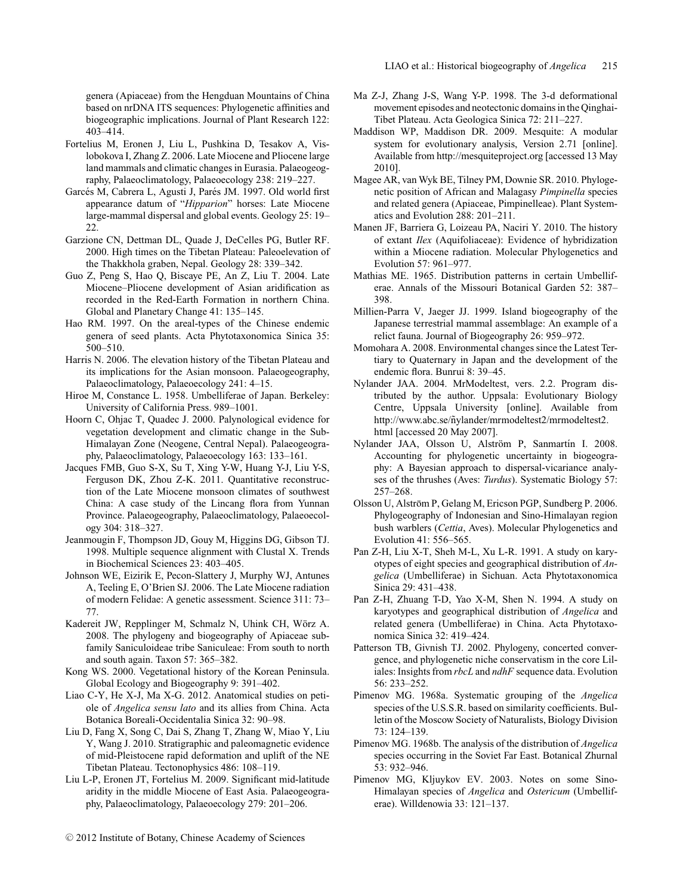genera (Apiaceae) from the Hengduan Mountains of China based on nrDNA ITS sequences: Phylogenetic affinities and biogeographic implications. Journal of Plant Research 122: 403–414.

Fortelius M, Eronen J, Liu L, Pushkina D, Tesakov A, Vislobokova I, Zhang Z. 2006. Late Miocene and Pliocene large land mammals and climatic changes in Eurasia. Palaeogeography, Palaeoclimatology, Palaeoecology 238: 219–227.

Garcés M, Cabrera L, Agusti J, Parés JM. 1997. Old world first appearance datum of "*Hipparion*" horses: Late Miocene large-mammal dispersal and global events. Geology 25: 19–22.

Garzione CN, Dettman DL, Quade J, DeCelles PG, Butler RF. 2000. High times on the Tibetan Plateau: Paleoelevation of the Thakkhola graben, Nepal. Geology 28: 339–342.

Guo Z, Peng S, Hao Q, Biscaye PE, An Z, Liu T. 2004. Late Miocene–Pliocene development of Asian aridification as recorded in the Red-Earth Formation in northern China. Global and Planetary Change 41: 135–145.

Hao RM. 1997. On the areal-types of the Chinese endemic genera of seed plants. Acta Phytotaxonomica Sinica 35: 500–510.

Harris N. 2006. The elevation history of the Tibetan Plateau and its implications for the Asian monsoon. Palaeogeography, Palaeoclimatology, Palaeoecology 241: 4–15.

Hiroe M, Constance L. 1958. Umbelliferae of Japan. Berkeley: University of California Press. 989–1001.

Hoorn C, Ohjac T, Quadec J. 2000. Palynological evidence for vegetation development and climatic change in the Sub-Himalayan Zone (Neogene, Central Nepal). Palaeogeography, Palaeoclimatology, Palaeoecology 163: 133–161.

Jacques FMB, Guo S-X, Su T, Xing Y-W, Huang Y-J, Liu Y-S, Ferguson DK, Zhou Z-K. 2011. Quantitative reconstruction of the Late Miocene monsoon climates of southwest China: A case study of the Lincang flora from Yunnan Province. Palaeogeography, Palaeoclimatology, Palaeoecology 304: 318–327.

Jeanmougin F, Thompson JD, Gouy M, Higgins DG, Gibson TJ. 1998. Multiple sequence alignment with Clustal X. Trends in Biochemical Sciences 23: 403–405.

Johnson WE, Eizirik E, Pecon-Slattery J, Murphy WJ, Antunes A, Teeling E, O'Brien SJ. 2006. The Late Miocene radiation of modern Felidae: A genetic assessment. Science 311: 73–77.

Kadereit JW, Repplinger M, Schmalz N, Uhink CH, Wörz A. 2008. The phylogeny and biogeography of Apiaceae subfamily Saniculoideae tribe Saniculeae: From south to north and south again. Taxon 57: 365–382.

Kong WS. 2000. Vegetational history of the Korean Peninsula. Global Ecology and Biogeography 9: 391–402.

Liao C-Y, He X-J, Ma X-G. 2012. Anatomical studies on petiole of *Angelica sensu lato* and its allies from China. Acta Botanica Boreali-Occidentalia Sinica 32: 90–98.

Liu D, Fang X, Song C, Dai S, Zhang T, Zhang W, Miao Y, Liu Y, Wang J. 2010. Stratigraphic and paleomagnetic evidence of mid-Pleistocene rapid deformation and uplift of the NE Tibetan Plateau. Tectonophysics 486: 108–119.

Liu L-P, Eronen JT, Fortelius M. 2009. Significant mid-latitude aridity in the middle Miocene of East Asia. Palaeogeography, Palaeoclimatology, Palaeoecology 279: 201–206.

Ma Z-J, Zhang J-S, Wang Y-P. 1998. The 3-d deformational movement episodes and neotectonic domains in the Qinghai-Tibet Plateau. Acta Geologica Sinica 72: 211–227.

Maddison WP, Maddison DR. 2009. Mesquite: A modular system for evolutionary analysis, Version 2.71 [online]. Available from http://mesquiteproject.org [accessed 13 May 2010].

Magee AR, van Wyk BE, Tilney PM, Downie SR. 2010. Phylogenetic position of African and Malagasy *Pimpinella* species and related genera (Apiaceae, Pimpinelleae). Plant Systematics and Evolution 288: 201–211.

Manen JF, Barriera G, Loizeau PA, Naciri Y. 2010. The history of extant *Ilex* (Aquifoliaceae): Evidence of hybridization within a Miocene radiation. Molecular Phylogenetics and Evolution 57: 961–977.

Mathias ME. 1965. Distribution patterns in certain Umbelliferae. Annals of the Missouri Botanical Garden 52: 387–398.

Millien-Parra V, Jaeger JJ. 1999. Island biogeography of the Japanese terrestrial mammal assemblage: An example of a relict fauna. Journal of Biogeography 26: 959–972.

Momohara A. 2008. Environmental changes since the Latest Tertiary to Quaternary in Japan and the development of the endemic flora. Bunrui 8: 39–45.

Nylander JAA. 2004. MrModeltest, vers. 2.2. Program distributed by the author. Uppsala: Evolutionary Biology Centre, Uppsala University [online]. Available from http://www.abc.se/ñylander/mrmodeltest2/mrmodeltest2.html [accessed 20 May 2007].

Nylander JAA, Olsson U, Alström P, Sanmartín I. 2008. Accounting for phylogenetic uncertainty in biogeography: A Bayesian approach to dispersal-vicariance analyses of the thrushes (Aves: *Turdus*). Systematic Biology 57: 257–268.

Olsson U, Alström P, Gelang M, Ericson PGP, Sundberg P. 2006. Phylogeography of Indonesian and Sino-Himalayan region bush warblers (*Cettia*, Aves). Molecular Phylogenetics and Evolution 41: 556–565.

Pan Z-H, Liu X-T, Sheh M-L, Xu L-R. 1991. A study on karyotypes of eight species and geographical distribution of *Angelica* (Umbelliferae) in Sichuan. Acta Phytotaxonomica Sinica 29: 431–438.

Pan Z-H, Zhuang T-D, Yao X-M, Shen N. 1994. A study on karyotypes and geographical distribution of *Angelica* and related genera (Umbelliferae) in China. Acta Phytotaxonomica Sinica 32: 419–424.

Patterson TB, Givnish TJ. 2002. Phylogeny, concerted convergence, and phylogenetic niche conservatism in the core Liliales: Insights from *rbcL* and *ndhF* sequence data. Evolution 56: 233–252.

Pimenov MG. 1968a. Systematic grouping of the *Angelica* species of the U.S.S.R. based on similarity coefficients. Bulletin of the Moscow Society of Naturalists, Biology Division 73: 124–139.

Pimenov MG. 1968b. The analysis of the distribution of *Angelica* species occurring in the Soviet Far East. Botanical Zhurnal 53: 932–946.

Pimenov MG, Kljuykov EV. 2003. Notes on some Sino-Himalayan species of *Angelica* and *Ostericum* (Umbelliferae). Willdenowia 33: 121–137.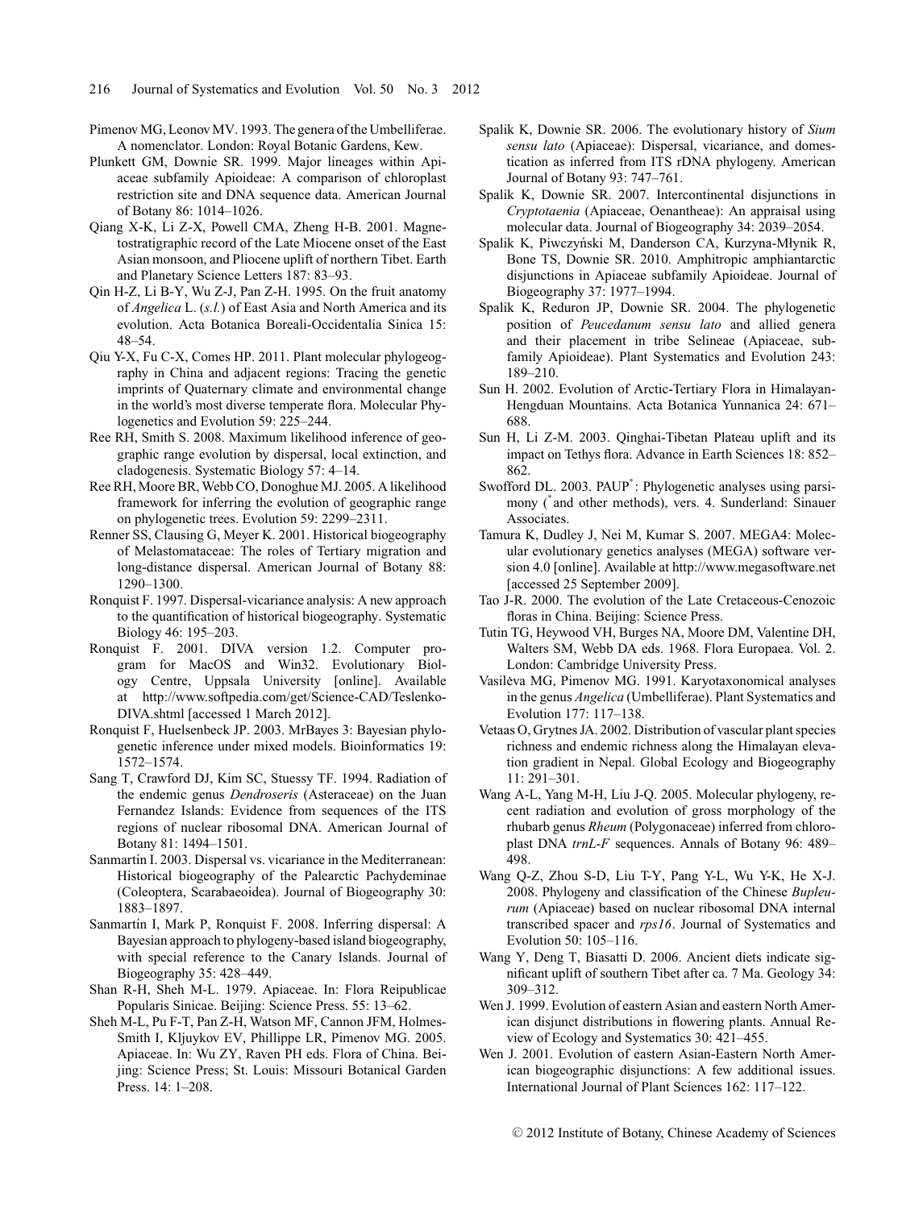Pimenov MG, Leonov MV. 1993. The genera of the Umbelliferae. A nomenclator. London: Royal Botanic Gardens, Kew.

Plunkett GM, Downie SR. 1999. Major lineages within Apiaceae subfamily Apioideae: A comparison of chloroplast restriction site and DNA sequence data. American Journal of Botany 86: 1014–1026.

Qiang X-K, Li Z-X, Powell CMA, Zheng H-B. 2001. Magnetostratigraphic record of the Late Miocene onset of the East Asian monsoon, and Pliocene uplift of northern Tibet. Earth and Planetary Science Letters 187: 83–93.

Qin H-Z, Li B-Y, Wu Z-J, Pan Z-H. 1995. On the fruit anatomy of *Angelica* L. (*s.l.*) of East Asia and North America and its evolution. Acta Botanica Boreali-Occidentalia Sinica 15: 48–54.

Qiu Y-X, Fu C-X, Comes HP. 2011. Plant molecular phylogeography in China and adjacent regions: Tracing the genetic imprints of Quaternary climate and environmental change in the world's most diverse temperate flora. Molecular Phylogenetics and Evolution 59: 225–244.

Ree RH, Smith S. 2008. Maximum likelihood inference of geographic range evolution by dispersal, local extinction, and cladogenesis. Systematic Biology 57: 4–14.

Ree RH, Moore BR, Webb CO, Donoghue MJ. 2005. A likelihood framework for inferring the evolution of geographic range on phylogenetic trees. Evolution 59: 2299–2311.

Renner SS, Clausing G, Meyer K. 2001. Historical biogeography of Melastomataceae: The roles of Tertiary migration and long-distance dispersal. American Journal of Botany 88: 1290–1300.

Ronquist F. 1997. Dispersal-vicariance analysis: A new approach to the quantification of historical biogeography. Systematic Biology 46: 195–203.

Ronquist F. 2001. DIVA version 1.2. Computer program for MacOS and Win32. Evolutionary Biology Centre, Uppsala University [online]. Available at http://www.softpedia.com/get/Science-CAD/Teslenko-DIVA.shtml [accessed 1 March 2012].

Ronquist F, Huelsenbeck JP. 2003. MrBayes 3: Bayesian phylogenetic inference under mixed models. Bioinformatics 19: 1572–1574.

Sang T, Crawford DJ, Kim SC, Stuessy TF. 1994. Radiation of the endemic genus *Dendroseris* (Asteraceae) on the Juan Fernandez Islands: Evidence from sequences of the ITS regions of nuclear ribosomal DNA. American Journal of Botany 81: 1494–1501.

Sanmartín I. 2003. Dispersal vs. vicariance in the Mediterranean: Historical biogeography of the Palearctic Pachydeminae (Coleoptera, Scarabaeoidea). Journal of Biogeography 30: 1883–1897.

Sanmartín I, Mark P, Ronquist F. 2008. Inferring dispersal: A Bayesian approach to phylogeny-based island biogeography, with special reference to the Canary Islands. Journal of Biogeography 35: 428–449.

Shan R-H, Sheh M-L. 1979. Apiaceae. In: Flora Reipublicae Popularis Sinicae. Beijing: Science Press. 55: 13–62.

Sheh M-L, Pu F-T, Pan Z-H, Watson MF, Cannon JFM, Holmes-Smith I, Kljuykov EV, Phillippe LR, Pimenov MG. 2005. Apiaceae. In: Wu ZY, Raven PH eds. Flora of China. Beijing: Science Press; St. Louis: Missouri Botanical Garden Press. 14: 1–208.

Spalik K, Downie SR. 2006. The evolutionary history of *Sium sensu lato* (Apiaceae): Dispersal, vicariance, and domestication as inferred from ITS rDNA phylogeny. American Journal of Botany 93: 747–761.

Spalik K, Downie SR. 2007. Intercontinental disjunctions in *Cryptotaenia* (Apiaceae, Oenantheae): An appraisal using molecular data. Journal of Biogeography 34: 2039–2054.

Spalik K, Piwczyński M, Danderson CA, Kurzyna-Młynik R, Bone TS, Downie SR. 2010. Amphitropic amphiantarctic disjunctions in Apiaceae subfamily Apioideae. Journal of Biogeography 37: 1977–1994.

Spalik K, Reduron JP, Downie SR. 2004. The phylogenetic position of *Peucedanum sensu lato* and allied genera and their placement in tribe Selineae (Apiaceae, subfamily Apioideae). Plant Systematics and Evolution 243: 189–210.

Sun H. 2002. Evolution of Arctic-Tertiary Flora in Himalayan-Hengduan Mountains. Acta Botanica Yunnanica 24: 671–688.

Sun H, Li Z-M. 2003. Qinghai-Tibetan Plateau uplift and its impact on Tethys flora. Advance in Earth Sciences 18: 852–862.

Swofford DL. 2003. PAUP*: Phylogenetic analyses using parsimony (*and other methods), vers. 4. Sunderland: Sinauer Associates.

Tamura K, Dudley J, Nei M, Kumar S. 2007. MEGA4: Molecular evolutionary genetics analyses (MEGA) software version 4.0 [online]. Available at http://www.megasoftware.net [accessed 25 September 2009].

Tao J-R. 2000. The evolution of the Late Cretaceous-Cenozoic floras in China. Beijing: Science Press.

Tutin TG, Heywood VH, Burges NA, Moore DM, Valentine DH, Walters SM, Webb DA eds. 1968. Flora Europaea. Vol. 2. London: Cambridge University Press.

Vasilèva MG, Pimenov MG. 1991. Karyotaxonomical analyses in the genus *Angelica* (Umbelliferae). Plant Systematics and Evolution 177: 117–138.

Vetaas O, Grytnes JA. 2002. Distribution of vascular plant species richness and endemic richness along the Himalayan elevation gradient in Nepal. Global Ecology and Biogeography 11: 291–301.

Wang A-L, Yang M-H, Liu J-Q. 2005. Molecular phylogeny, recent radiation and evolution of gross morphology of the rhubarb genus *Rheum* (Polygonaceae) inferred from chloroplast DNA *trnL-F* sequences. Annals of Botany 96: 489–498.

Wang Q-Z, Zhou S-D, Liu T-Y, Pang Y-L, Wu Y-K, He X-J. 2008. Phylogeny and classification of the Chinese *Bupleurum* (Apiaceae) based on nuclear ribosomal DNA internal transcribed spacer and *rps16*. Journal of Systematics and Evolution 50: 105–116.

Wang Y, Deng T, Biasatti D. 2006. Ancient diets indicate significant uplift of southern Tibet after ca. 7 Ma. Geology 34: 309–312.

Wen J. 1999. Evolution of eastern Asian and eastern North American disjunct distributions in flowering plants. Annual Review of Ecology and Systematics 30: 421–455.

Wen J. 2001. Evolution of eastern Asian-Eastern North American biogeographic disjunctions: A few additional issues. International Journal of Plant Sciences 162: 117–122.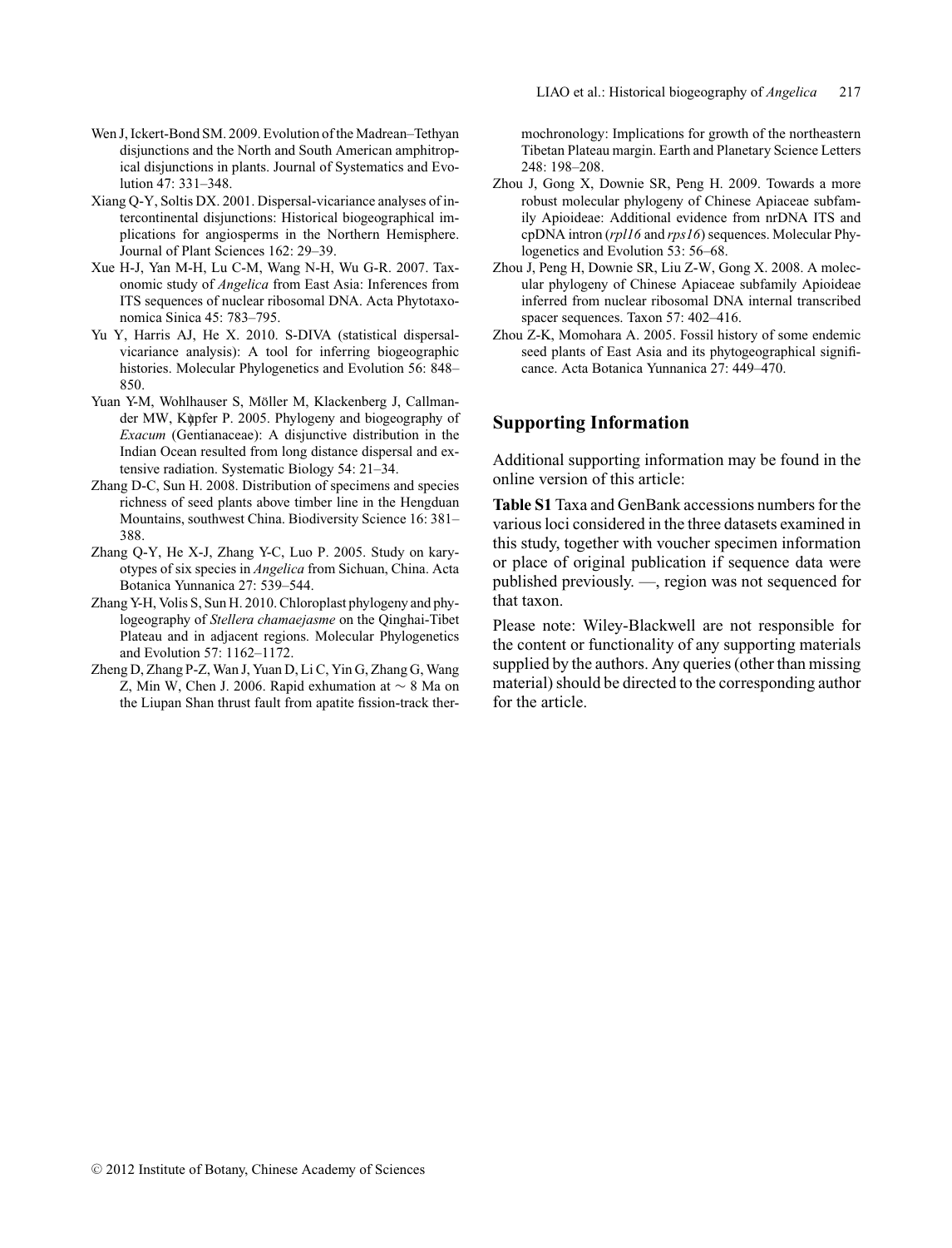Wen J, Ickert-Bond SM. 2009. Evolution of the Madrean–Tethyan disjunctions and the North and South American amphitropical disjunctions in plants. Journal of Systematics and Evolution 47: 331–348.

Xiang Q-Y, Soltis DX. 2001. Dispersal-vicariance analyses of intercontinental disjunctions: Historical biogeographical implications for angiosperms in the Northern Hemisphere. Journal of Plant Sciences 162: 29–39.

Xue H-J, Yan M-H, Lu C-M, Wang N-H, Wu G-R. 2007. Taxonomic study of *Angelica* from East Asia: Inferences from ITS sequences of nuclear ribosomal DNA. Acta Phytotaxonomica Sinica 45: 783–795.

Yu Y, Harris AJ, He X. 2010. S-DIVA (statistical dispersal-vicariance analysis): A tool for inferring biogeographic histories. Molecular Phylogenetics and Evolution 56: 848–850.

Yuan Y-M, Wohlhauser S, Möller M, Klackenberg J, Callmander MW, Küpfer P. 2005. Phylogeny and biogeography of *Exacum* (Gentianaceae): A disjunctive distribution in the Indian Ocean resulted from long distance dispersal and extensive radiation. Systematic Biology 54: 21–34.

Zhang D-C, Sun H. 2008. Distribution of specimens and species richness of seed plants above timber line in the Hengduan Mountains, southwest China. Biodiversity Science 16: 381–388.

Zhang Q-Y, He X-J, Zhang Y-C, Luo P. 2005. Study on karyotypes of six species in *Angelica* from Sichuan, China. Acta Botanica Yunnanica 27: 539–544.

Zhang Y-H, Volis S, Sun H. 2010. Chloroplast phylogeny and phylogeography of *Stellera chamaejasme* on the Qinghai-Tibet Plateau and in adjacent regions. Molecular Phylogenetics and Evolution 57: 1162–1172.

Zheng D, Zhang P-Z, Wan J, Yuan D, Li C, Yin G, Zhang G, Wang Z, Min W, Chen J. 2006. Rapid exhumation at $\sim$ 8 Ma on the Liupan Shan thrust fault from apatite fission-track thermochronology: Implications for growth of the northeastern Tibetan Plateau margin. Earth and Planetary Science Letters 248: 198–208.

Zhou J, Gong X, Downie SR, Peng H. 2009. Towards a more robust molecular phylogeny of Chinese Apiaceae subfamily Apioideae: Additional evidence from nrDNA ITS and cpDNA intron (*rpl16* and *rps16*) sequences. Molecular Phylogenetics and Evolution 53: 56–68.

Zhou J, Peng H, Downie SR, Liu Z-W, Gong X. 2008. A molecular phylogeny of Chinese Apiaceae subfamily Apioideae inferred from nuclear ribosomal DNA internal transcribed spacer sequences. Taxon 57: 402–416.

Zhou Z-K, Momohara A. 2005. Fossil history of some endemic seed plants of East Asia and its phytogeographical significance. Acta Botanica Yunnanica 27: 449–470.

## Supporting Information

Additional supporting information may be found in the online version of this article:

**Table S1** Taxa and GenBank accessions numbers for the various loci considered in the three datasets examined in this study, together with voucher specimen information or place of original publication if sequence data were published previously. —, region was not sequenced for that taxon.

Please note: Wiley-Blackwell are not responsible for the content or functionality of any supporting materials supplied by the authors. Any queries (other than missing material) should be directed to the corresponding author for the article.